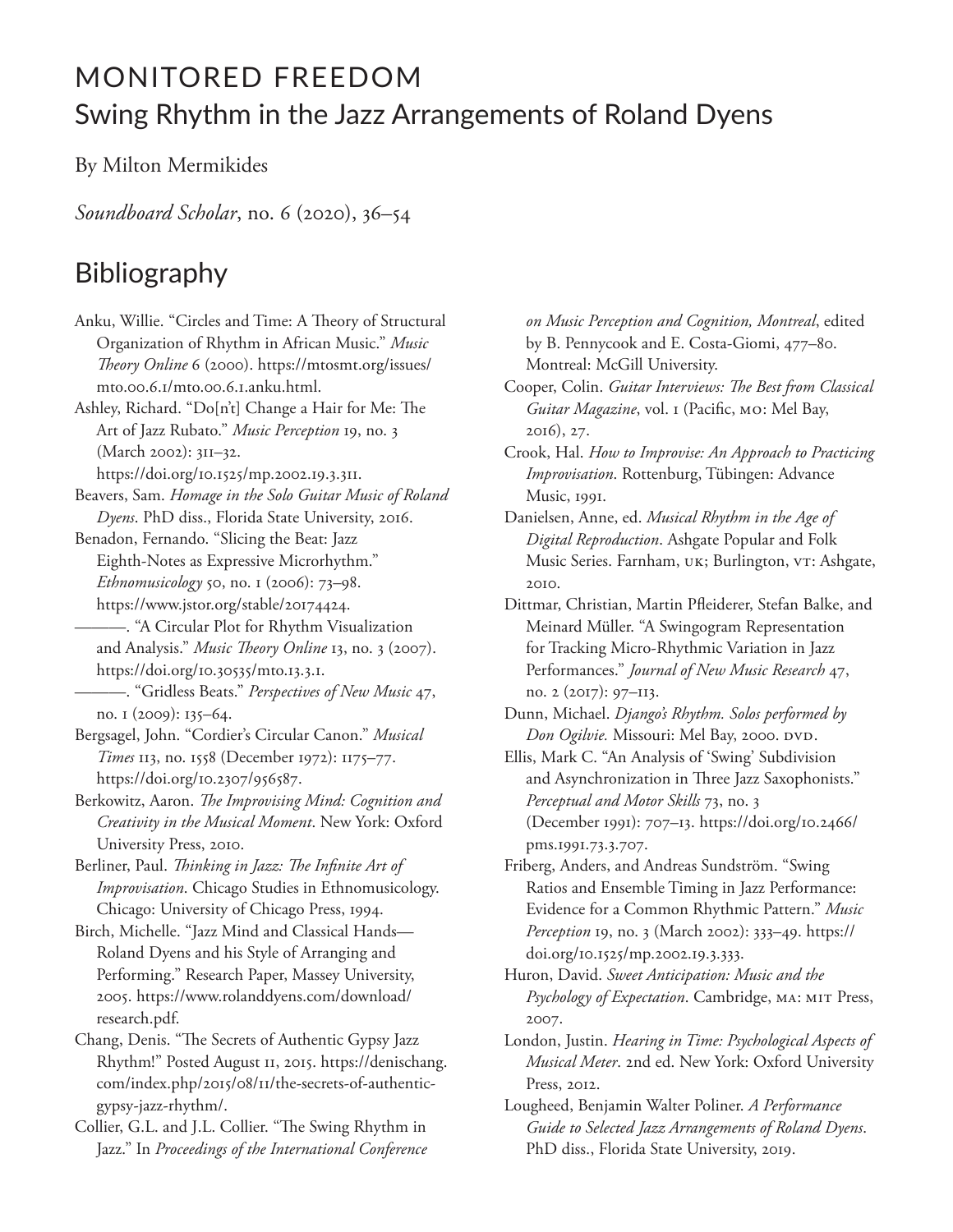# MONITORED FREEDOM

## Swing Rhythm in the Jazz Arrangements of Roland Dyens

By Milton Mermikides

*Soundboard Scholar*, no. 6 (2020), 36–54

## Bibliography

Anku, Willie. "Circles and Time: A Theory of Structural Organization of Rhythm in African Music." *Music Theory Online* 6 (2000). https://mtosmt.org/issues/mto.00.6.1/mto.00.6.1.anku.html.

Ashley, Richard. "Do[n't] Change a Hair for Me: The Art of Jazz Rubato." *Music Perception* 19, no. 3 (March 2002): 311–32. https://doi.org/10.1525/mp.2002.19.3.311.

Beavers, Sam. *Homage in the Solo Guitar Music of Roland Dyens*. PhD diss., Florida State University, 2016.

Benadon, Fernando. "Slicing the Beat: Jazz Eighth-Notes as Expressive Microrhythm." *Ethnomusicology* 50, no. 1 (2006): 73–98. https://www.jstor.org/stable/20174424.

———. "A Circular Plot for Rhythm Visualization and Analysis." *Music Theory Online* 13, no. 3 (2007). https://doi.org/10.30535/mto.13.3.1.

———. "Gridless Beats." *Perspectives of New Music* 47, no. 1 (2009): 135–64.

Bergsagel, John. "Cordier's Circular Canon." *Musical Times* 113, no. 1558 (December 1972): 1175–77. https://doi.org/10.2307/956587.

Berkowitz, Aaron. *The Improvising Mind: Cognition and Creativity in the Musical Moment*. New York: Oxford University Press, 2010.

Berliner, Paul. *Thinking in Jazz: The Infinite Art of Improvisation*. Chicago Studies in Ethnomusicology. Chicago: University of Chicago Press, 1994.

Birch, Michelle. "Jazz Mind and Classical Hands—Roland Dyens and his Style of Arranging and Performing." Research Paper, Massey University, 2005. https://www.rolanddyens.com/download/research.pdf.

Chang, Denis. "The Secrets of Authentic Gypsy Jazz Rhythm!" Posted August 11, 2015. https://denischang.com/index.php/2015/08/11/the-secrets-of-authentic-gypsy-jazz-rhythm/.

Collier, G.L. and J.L. Collier. "The Swing Rhythm in Jazz." In *Proceedings of the International Conference on Music Perception and Cognition, Montreal*, edited by B. Pennycook and E. Costa-Giomi, 477–80. Montreal: McGill University.

Cooper, Colin. *Guitar Interviews: The Best from Classical Guitar Magazine*, vol. 1 (Pacific, MO: Mel Bay, 2016), 27.

Crook, Hal. *How to Improvise: An Approach to Practicing Improvisation*. Rottenburg, Tübingen: Advance Music, 1991.

Danielsen, Anne, ed. *Musical Rhythm in the Age of Digital Reproduction*. Ashgate Popular and Folk Music Series. Farnham, UK; Burlington, VT: Ashgate, 2010.

Dittmar, Christian, Martin Pfleiderer, Stefan Balke, and Meinard Müller. "A Swingogram Representation for Tracking Micro-Rhythmic Variation in Jazz Performances." *Journal of New Music Research* 47, no. 2 (2017): 97–113.

Dunn, Michael. *Django's Rhythm. Solos performed by Don Ogilvie.* Missouri: Mel Bay, 2000. DVD.

Ellis, Mark C. "An Analysis of 'Swing' Subdivision and Asynchronization in Three Jazz Saxophonists." *Perceptual and Motor Skills* 73, no. 3 (December 1991): 707–13. https://doi.org/10.2466/pms.1991.73.3.707.

Friberg, Anders, and Andreas Sundström. "Swing Ratios and Ensemble Timing in Jazz Performance: Evidence for a Common Rhythmic Pattern." *Music Perception* 19, no. 3 (March 2002): 333–49. https://doi.org/10.1525/mp.2002.19.3.333.

Huron, David. *Sweet Anticipation: Music and the Psychology of Expectation*. Cambridge, MA: MIT Press, 2007.

London, Justin. *Hearing in Time: Psychological Aspects of Musical Meter*. 2nd ed. New York: Oxford University Press, 2012.

Lougheed, Benjamin Walter Poliner. *A Performance Guide to Selected Jazz Arrangements of Roland Dyens*. PhD diss., Florida State University, 2019.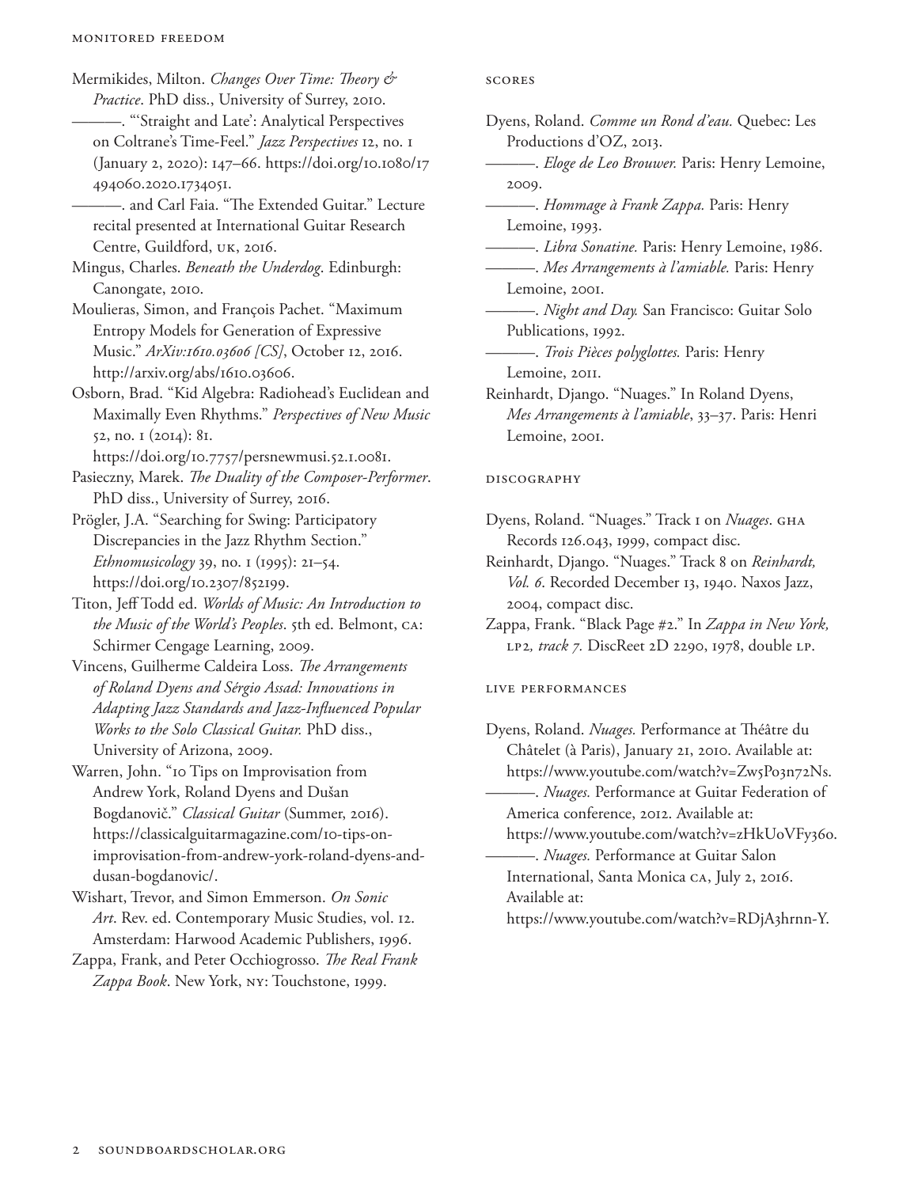Mermikides, Milton. *Changes Over Time: Theory & Practice*. PhD diss., University of Surrey, 2010.

———. "'Straight and Late': Analytical Perspectives on Coltrane's Time-Feel." *Jazz Perspectives* 12, no. 1 (January 2, 2020): 147–66. https://doi.org/10.1080/17494060.2020.1734051.

———. and Carl Faia. "The Extended Guitar." Lecture recital presented at International Guitar Research Centre, Guildford, UK, 2016.

Mingus, Charles. *Beneath the Underdog*. Edinburgh: Canongate, 2010.

Moulieras, Simon, and François Pachet. "Maximum Entropy Models for Generation of Expressive Music." *ArXiv:1610.03606 [CS]*, October 12, 2016. http://arxiv.org/abs/1610.03606.

Osborn, Brad. "Kid Algebra: Radiohead's Euclidean and Maximally Even Rhythms." *Perspectives of New Music* 52, no. 1 (2014): 81. https://doi.org/10.7757/persnewmusi.52.1.0081.

Pasieczny, Marek. *The Duality of the Composer-Performer*. PhD diss., University of Surrey, 2016.

Prögler, J.A. "Searching for Swing: Participatory Discrepancies in the Jazz Rhythm Section." *Ethnomusicology* 39, no. 1 (1995): 21–54. https://doi.org/10.2307/852199.

Titon, Jeff Todd ed. *Worlds of Music: An Introduction to the Music of the World's Peoples*. 5th ed. Belmont, CA: Schirmer Cengage Learning, 2009.

Vincens, Guilherme Caldeira Loss. *The Arrangements of Roland Dyens and Sérgio Assad: Innovations in Adapting Jazz Standards and Jazz-Influenced Popular Works to the Solo Classical Guitar.* PhD diss., University of Arizona, 2009.

Warren, John. "10 Tips on Improvisation from Andrew York, Roland Dyens and Dušan Bogdanovič." *Classical Guitar* (Summer, 2016). https://classicalguitarmagazine.com/10-tips-on-improvisation-from-andrew-york-roland-dyens-and-dusan-bogdanovic/.

Wishart, Trevor, and Simon Emmerson. *On Sonic Art*. Rev. ed. Contemporary Music Studies, vol. 12. Amsterdam: Harwood Academic Publishers, 1996.

Zappa, Frank, and Peter Occhiogrosso. *The Real Frank Zappa Book*. New York, NY: Touchstone, 1999.

## Scores

Dyens, Roland. *Comme un Rond d'eau.* Quebec: Les Productions d'OZ, 2013.

———. *Eloge de Leo Brouwer.* Paris: Henry Lemoine, 2009.

———. *Hommage à Frank Zappa.* Paris: Henry Lemoine, 1993.

———. *Libra Sonatine.* Paris: Henry Lemoine, 1986.

———. *Mes Arrangements à l'amiable.* Paris: Henry Lemoine, 2001.

———. *Night and Day.* San Francisco: Guitar Solo Publications, 1992.

———. *Trois Pièces polyglottes.* Paris: Henry Lemoine, 2011.

Reinhardt, Django. "Nuages." In Roland Dyens, *Mes Arrangements à l'amiable*, 33–37. Paris: Henri Lemoine, 2001.

## Discography

Dyens, Roland. "Nuages." Track 1 on *Nuages*. GHA Records 126.043, 1999, compact disc.

Reinhardt, Django. "Nuages." Track 8 on *Reinhardt, Vol. 6.* Recorded December 13, 1940. Naxos Jazz, 2004, compact disc.

Zappa, Frank. "Black Page #2." In *Zappa in New York, LP2, track 7.* DiscReet 2D 2290, 1978, double LP.

## Live Performances

Dyens, Roland. *Nuages.* Performance at Théâtre du Châtelet (à Paris), January 21, 2010. Available at: https://www.youtube.com/watch?v=Zw5P03n72Ns.

———. *Nuages.* Performance at Guitar Federation of America conference, 2012. Available at: https://www.youtube.com/watch?v=zHkUoVFy36o.

———. *Nuages.* Performance at Guitar Salon International, Santa Monica CA, July 2, 2016. Available at: https://www.youtube.com/watch?v=RDjA3hrnn-Y.